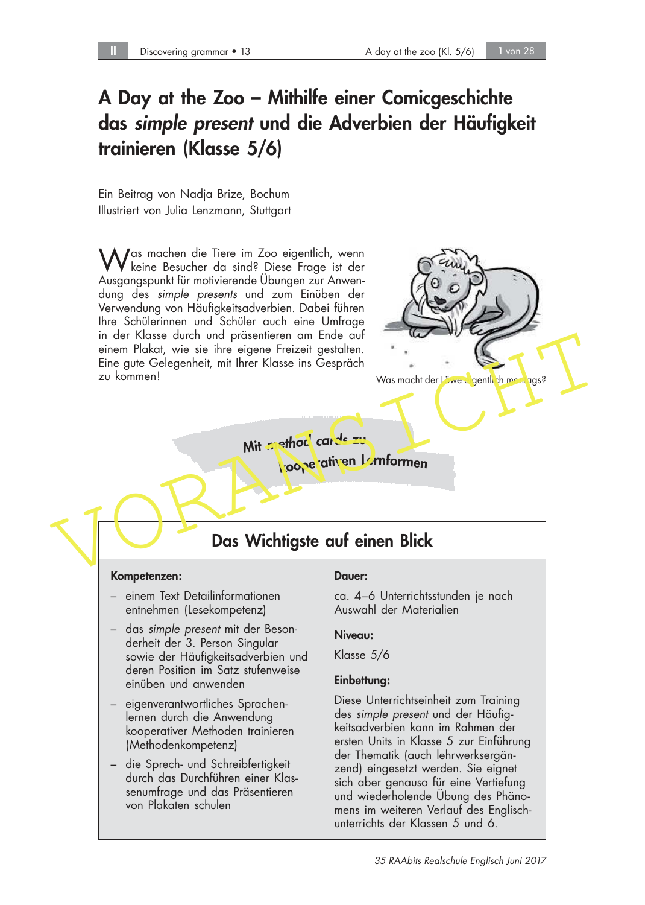# A Day at the Zoo – Mithilfe einer Comicgeschichte das *simple present* und die Adverbien der Häufigkeit trainieren (Klasse 5/6)

Ein Beitrag von Nadja Brize, Bochum
Illustriert von Julia Lenzmann, Stuttgart

Was machen die Tiere im Zoo eigentlich, wenn keine Besucher da sind? Diese Frage ist der Ausgangspunkt für motivierende Übungen zur Anwendung des *simple presents* und zum Einüben der Verwendung von Häufigkeitsadverbien. Dabei führen Ihre Schülerinnen und Schüler auch eine Umfrage in der Klasse durch und präsentieren am Ende auf einem Plakat, wie sie ihre eigene Freizeit gestalten. Eine gute Gelegenheit, mit Ihrer Klasse ins Gespräch zu kommen!

Was macht der Löwe eigentlich montags?

**Mit *method cards* zu kooperativen Lernformen**

## Das Wichtigste auf einen Blick

**Kompetenzen:**

- einem Text Detailinformationen entnehmen (Lesekompetenz)
- das *simple present* mit der Besonderheit der 3. Person Singular sowie der Häufigkeitsadverbien und deren Position im Satz stufenweise einüben und anwenden
- eigenverantwortliches Sprachenlernen durch die Anwendung kooperativer Methoden trainieren (Methodenkompetenz)
- die Sprech- und Schreibfertigkeit durch das Durchführen einer Klassenumfrage und das Präsentieren von Plakaten schulen

**Dauer:**

ca. 4–6 Unterrichtsstunden je nach Auswahl der Materialien

**Niveau:**

Klasse 5/6

**Einbettung:**

Diese Unterrichtseinheit zum Training des *simple present* und der Häufigkeitsadverbien kann im Rahmen der ersten Units in Klasse 5 zur Einführung der Thematik (auch lehrwerksergänzend) eingesetzt werden. Sie eignet sich aber genauso für eine Vertiefung und wiederholende Übung des Phänomens im weiteren Verlauf des Englischunterrichts der Klassen 5 und 6.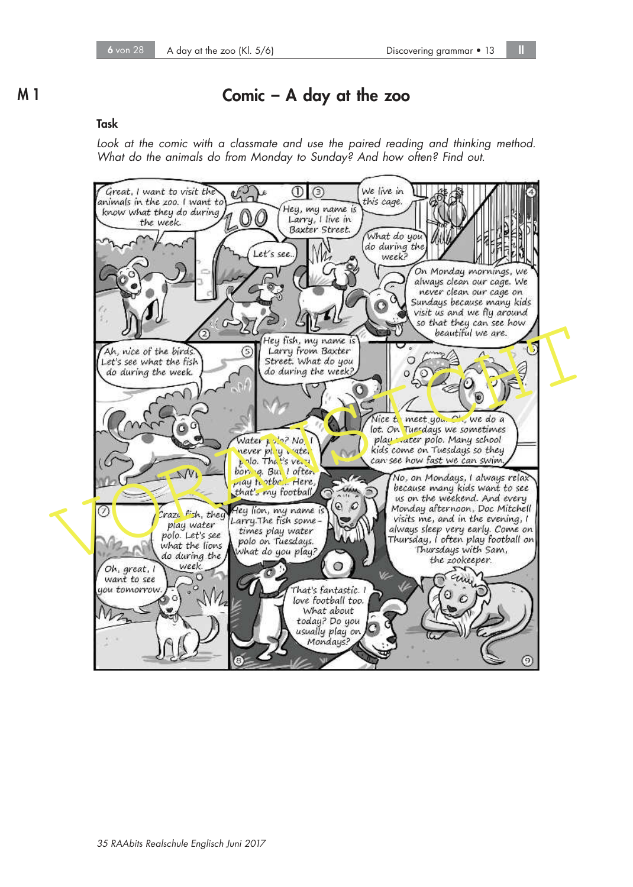# M 1

## Comic – A day at the zoo

### Task

*Look at the comic with a classmate and use the paired reading and thinking method. What do the animals do from Monday to Sunday? And how often? Find out.*

**①**
Great, I want to visit the animals in the zoo. I want to know what they do during the week.

ZOO

**②**
Let's see.

**③**
Hey, my name is Larry, I live in Baxter Street.

What do you do during the week?

**④**
We live in this cage.

On Monday mornings, we always clean our cage. We never clean our cage on Sundays because many kids visit us and we fly around so that they can see how beautiful we are.

**⑤**
Ah, nice of the birds. Let's see what the fish do during the week.

**⑥**
Hey fish, my name is Larry from Baxter Street. What do you do during the week?

Nice to meet you. Oh, we do a lot. On Tuesdays we sometimes play water polo. Many school kids come on Tuesdays so they can see how fast we can swim.

**⑦**
Crazy fish, they play water polo. Let's see what the lions do during the week.

Oh, great, I want to see you tomorrow.

**⑧**
Hey lion, my name is Larry. The fish sometimes play water polo on Tuesdays. What do you play?

Water polo? No, I never play water polo. That's very boring. But I often play football. Here, that's my football.

That's fantastic. I love football too. What about today? Do you usually play on Mondays?

**⑨**
No, on Mondays, I always relax because many kids want to see us on the weekend. And every Monday afternoon, Doc Mitchell visits me, and in the evening, I always sleep very early. Come on Thursday, I often play football on Thursdays with Sam, the zookeeper.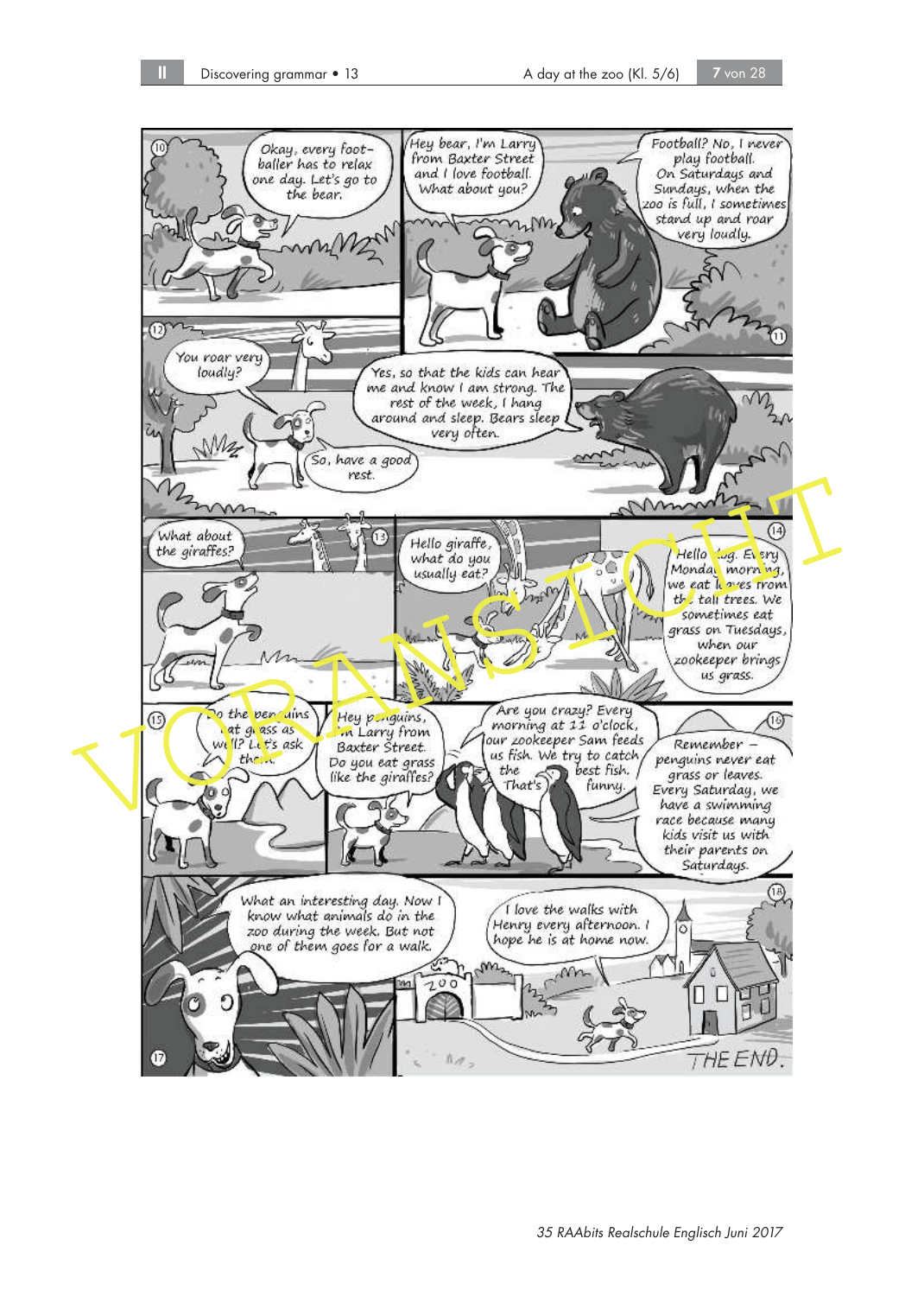**10**
Okay, every footballer has to relax one day. Let's go to the bear.

**11**
Hey bear, I'm Larry from Baxter Street and I love football. What about you?

Football? No, I never play football. On Saturdays and Sundays, when the zoo is full, I sometimes stand up and roar very loudly.

**12**
You roar very loudly?

Yes, so that the kids can hear me and know I am strong. The rest of the week, I hang around and sleep. Bears sleep very often.

So, have a good rest.

**13**
What about the giraffes?

Hello giraffe, what do you usually eat?

**14**
Hello dog. Every Monday morning, we eat leaves from the tall trees. We sometimes eat grass on Tuesdays, when our zookeeper brings us grass.

**15**
Do the penguins eat grass as well? Let's ask them.

Hey penguins, I'm Larry from Baxter Street. Do you eat grass like the giraffes?

Are you crazy? Every morning at 11 o'clock, our zookeeper Sam feeds us fish. We try to catch the best fish. That's funny.

**16**
Remember – penguins never eat grass or leaves. Every Saturday, we have a swimming race because many kids visit us with their parents on Saturdays.

**17**
What an interesting day. Now I know what animals do in the zoo during the week. But not one of them goes for a walk.

**18**
I love the walks with Henry every afternoon. I hope he is at home now.

ZOO

THE END.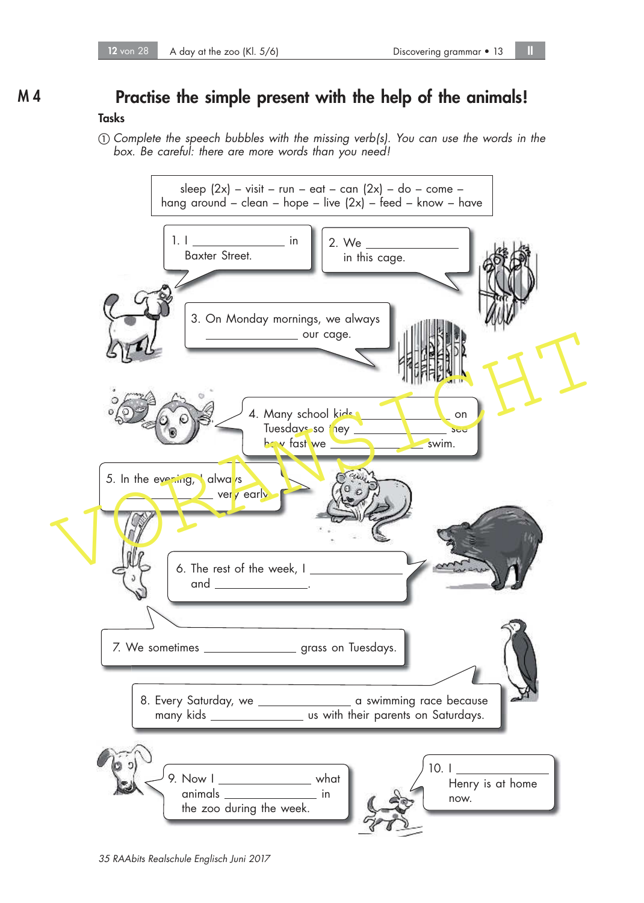M 4

# Practise the simple present with the help of the animals!

**Tasks**

① *Complete the speech bubbles with the missing verb(s). You can use the words in the box. Be careful: there are more words than you need!*

| sleep (2x) – visit – run – eat – can (2x) – do – come – hang around – clean – hope – live (2x) – feed – know – have |
|---|

1. I ______________ in Baxter Street.

2. We ______________ in this cage.

3. On Monday mornings, we always ______________ our cage.

4. Many school kids ______________ on Tuesdays so they ______________ see how fast we ______________ swim.

5. In the evening, I always ______________ very early.

6. The rest of the week, I ______________ and ______________.

7. We sometimes ______________ grass on Tuesdays.

8. Every Saturday, we ______________ a swimming race because many kids ______________ us with their parents on Saturdays.

9. Now I ______________ what animals ______________ in the zoo during the week.

10. I ______________ Henry is at home now.

VORANSICHT

35 RAAbits Realschule Englisch Juni 2017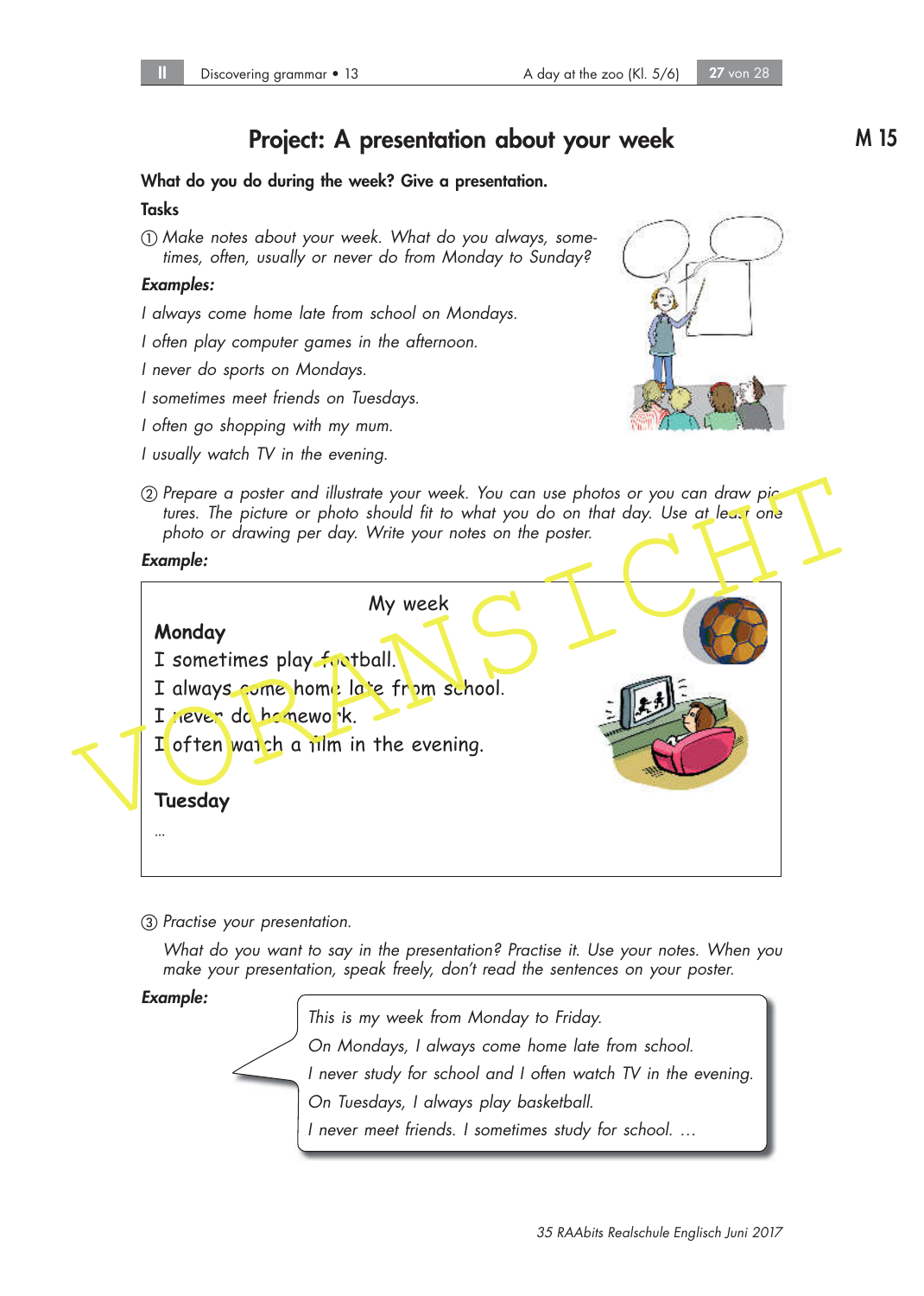# Project: A presentation about your week

M 15

**What do you do during the week? Give a presentation.**

**Tasks**

① *Make notes about your week. What do you always, sometimes, often, usually or never do from Monday to Sunday?*

***Examples:***

*I always come home late from school on Mondays.*

*I often play computer games in the afternoon.*

*I never do sports on Mondays.*

*I sometimes meet friends on Tuesdays.*

*I often go shopping with my mum.*

*I usually watch TV in the evening.*

② *Prepare a poster and illustrate your week. You can use photos or you can draw pictures. The picture or photo should fit to what you do on that day. Use at least one photo or drawing per day. Write your notes on the poster.*

***Example:***

My week

**Monday**

I sometimes play football.

I always come home late from school.

I never do homework.

I often watch a film in the evening.

**Tuesday**

…

③ *Practise your presentation.*

*What do you want to say in the presentation? Practise it. Use your notes. When you make your presentation, speak freely, don't read the sentences on your poster.*

***Example:***

*This is my week from Monday to Friday.*

*On Mondays, I always come home late from school.*

*I never study for school and I often watch TV in the evening.*

*On Tuesdays, I always play basketball.*

*I never meet friends. I sometimes study for school. …*